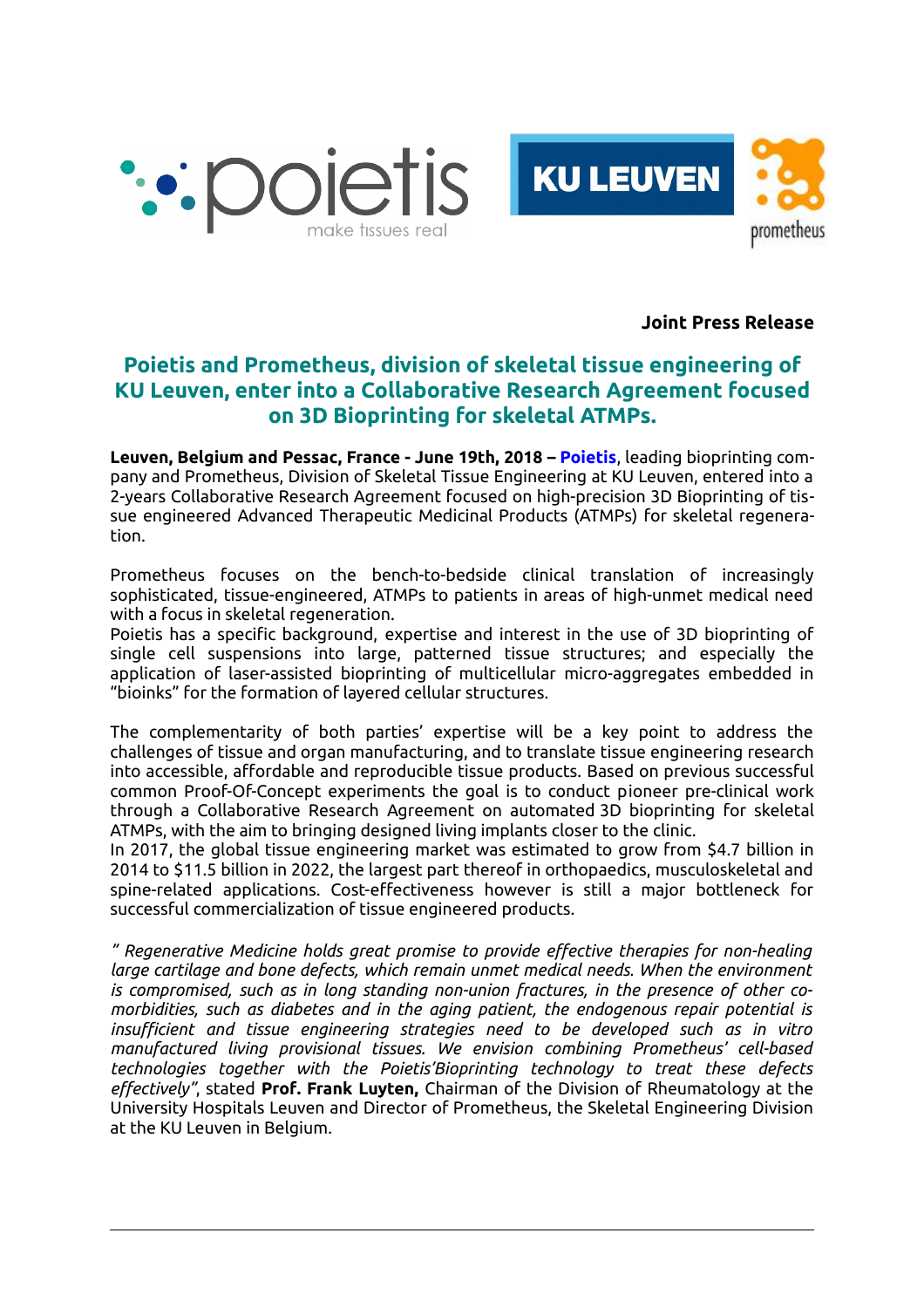**Joint Press Release**

## Poietis and Prometheus, division of skeletal tissue engineering of KU Leuven, enter into a Collaborative Research Agreement focused on 3D Bioprinting for skeletal ATMPs.

**Leuven, Belgium and Pessac, France - June 19th, 2018 – Poietis**, leading bioprinting company and Prometheus, Division of Skeletal Tissue Engineering at KU Leuven, entered into a 2-years Collaborative Research Agreement focused on high-precision 3D Bioprinting of tissue engineered Advanced Therapeutic Medicinal Products (ATMPs) for skeletal regeneration.

Prometheus focuses on the bench-to-bedside clinical translation of increasingly sophisticated, tissue-engineered, ATMPs to patients in areas of high-unmet medical need with a focus in skeletal regeneration.
Poietis has a specific background, expertise and interest in the use of 3D bioprinting of single cell suspensions into large, patterned tissue structures; and especially the application of laser-assisted bioprinting of multicellular micro-aggregates embedded in "bioinks" for the formation of layered cellular structures.

The complementarity of both parties' expertise will be a key point to address the challenges of tissue and organ manufacturing, and to translate tissue engineering research into accessible, affordable and reproducible tissue products. Based on previous successful common Proof-Of-Concept experiments the goal is to conduct pioneer pre-clinical work through a Collaborative Research Agreement on automated 3D bioprinting for skeletal ATMPs, with the aim to bringing designed living implants closer to the clinic.
In 2017, the global tissue engineering market was estimated to grow from $4.7 billion in 2014 to $11.5 billion in 2022, the largest part thereof in orthopaedics, musculoskeletal and spine-related applications. Cost-effectiveness however is still a major bottleneck for successful commercialization of tissue engineered products.

*" Regenerative Medicine holds great promise to provide effective therapies for non-healing large cartilage and bone defects, which remain unmet medical needs. When the environment is compromised, such as in long standing non-union fractures, in the presence of other co-morbidities, such as diabetes and in the aging patient, the endogenous repair potential is insufficient and tissue engineering strategies need to be developed such as in vitro manufactured living provisional tissues. We envision combining Prometheus' cell-based technologies together with the Poietis'Bioprinting technology to treat these defects effectively"*, stated **Prof. Frank Luyten,** Chairman of the Division of Rheumatology at the University Hospitals Leuven and Director of Prometheus, the Skeletal Engineering Division at the KU Leuven in Belgium.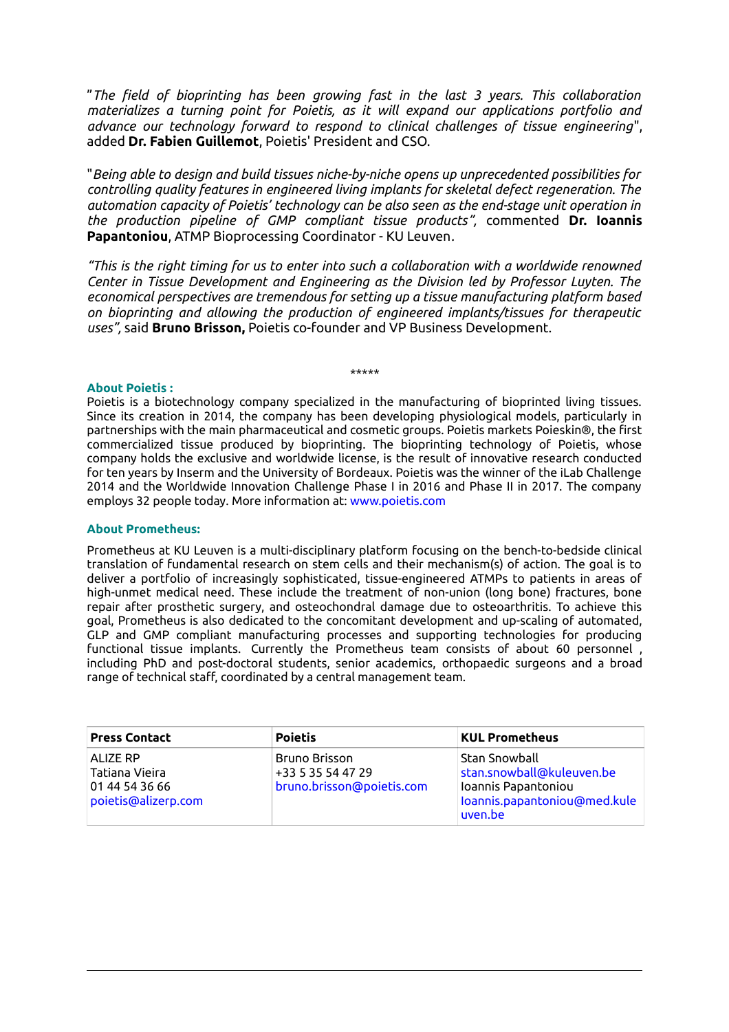"*The field of bioprinting has been growing fast in the last 3 years. This collaboration materializes a turning point for Poietis, as it will expand our applications portfolio and advance our technology forward to respond to clinical challenges of tissue engineering*", added **Dr. Fabien Guillemot**, Poietis' President and CSO.

"*Being able to design and build tissues niche-by-niche opens up unprecedented possibilities for controlling quality features in engineered living implants for skeletal defect regeneration. The automation capacity of Poietis' technology can be also seen as the end-stage unit operation in the production pipeline of GMP compliant tissue products",* commented **Dr. Ioannis Papantoniou**, ATMP Bioprocessing Coordinator - KU Leuven.

*"This is the right timing for us to enter into such a collaboration with a worldwide renowned Center in Tissue Development and Engineering as the Division led by Professor Luyten. The economical perspectives are tremendous for setting up a tissue manufacturing platform based on bioprinting and allowing the production of engineered implants/tissues for therapeutic uses",* said **Bruno Brisson,** Poietis co-founder and VP Business Development.

*****

**About Poietis :**

Poietis is a biotechnology company specialized in the manufacturing of bioprinted living tissues. Since its creation in 2014, the company has been developing physiological models, particularly in partnerships with the main pharmaceutical and cosmetic groups. Poietis markets Poieskin®, the first commercialized tissue produced by bioprinting. The bioprinting technology of Poietis, whose company holds the exclusive and worldwide license, is the result of innovative research conducted for ten years by Inserm and the University of Bordeaux. Poietis was the winner of the iLab Challenge 2014 and the Worldwide Innovation Challenge Phase I in 2016 and Phase II in 2017. The company employs 32 people today. More information at: www.poietis.com

**About Prometheus:**

Prometheus at KU Leuven is a multi-disciplinary platform focusing on the bench-to-bedside clinical translation of fundamental research on stem cells and their mechanism(s) of action. The goal is to deliver a portfolio of increasingly sophisticated, tissue-engineered ATMPs to patients in areas of high-unmet medical need. These include the treatment of non-union (long bone) fractures, bone repair after prosthetic surgery, and osteochondral damage due to osteoarthritis. To achieve this goal, Prometheus is also dedicated to the concomitant development and up-scaling of automated, GLP and GMP compliant manufacturing processes and supporting technologies for producing functional tissue implants. Currently the Prometheus team consists of about 60 personnel , including PhD and post-doctoral students, senior academics, orthopaedic surgeons and a broad range of technical staff, coordinated by a central management team.

| **Press Contact** | **Poietis** | **KUL Prometheus** |
|---|---|---|
| ALIZE RP<br>Tatiana Vieira<br>01 44 54 36 66<br>poietis@alizerp.com | Bruno Brisson<br>+33 5 35 54 47 29<br>bruno.brisson@poietis.com | Stan Snowball<br>stan.snowball@kuleuven.be<br>Ioannis Papantoniou<br>Ioannis.papantoniou@med.kuleuven.be |